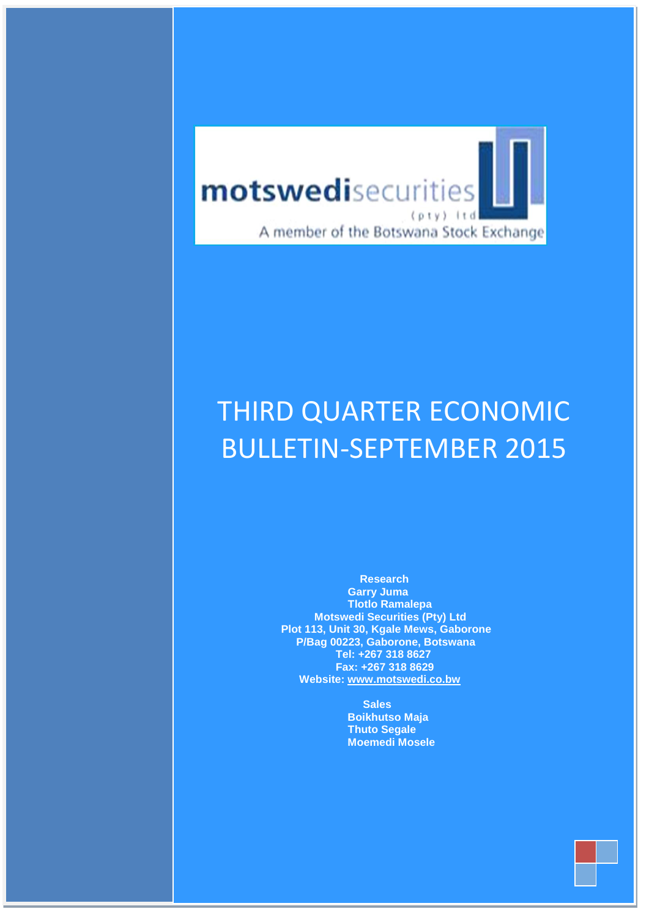motswedisecurities (pty) ltd

A member of the Botswana Stock Exchange

# THIRD QUARTER ECONOMIC BULLETIN-SEPTEMBER 2015

**Research**
**Garry Juma**
**Tlotlo Ramalepa**
**Motswedi Securities (Pty) Ltd**
**Plot 113, Unit 30, Kgale Mews, Gaborone**
**P/Bag 00223, Gaborone, Botswana**
**Tel: +267 318 8627**
**Fax: +267 318 8629**
**Website: www.motswedi.co.bw**

**Sales**
**Boikhutso Maja**
**Thuto Segale**
**Moemedi Mosele**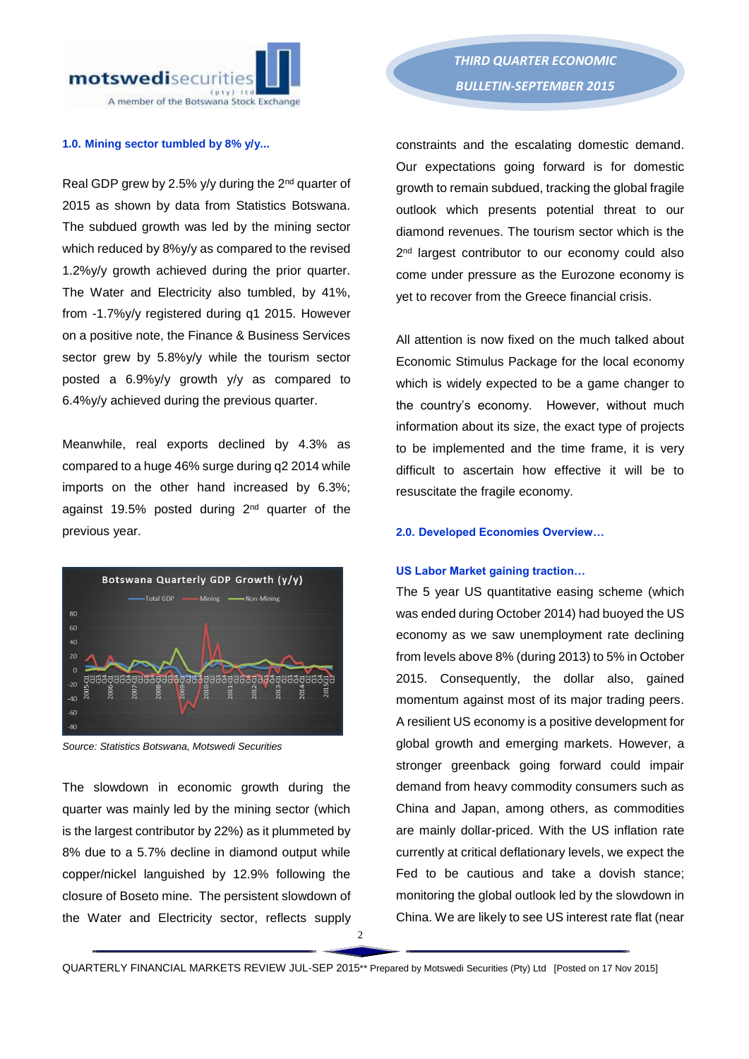### 1.0. Mining sector tumbled by 8% y/y...

Real GDP grew by 2.5% y/y during the 2nd quarter of 2015 as shown by data from Statistics Botswana. The subdued growth was led by the mining sector which reduced by 8%y/y as compared to the revised 1.2%y/y growth achieved during the prior quarter. The Water and Electricity also tumbled, by 41%, from -1.7%y/y registered during q1 2015. However on a positive note, the Finance & Business Services sector grew by 5.8%y/y while the tourism sector posted a 6.9%y/y growth y/y as compared to 6.4%y/y achieved during the previous quarter.

Meanwhile, real exports declined by 4.3% as compared to a huge 46% surge during q2 2014 while imports on the other hand increased by 6.3%; against 19.5% posted during 2nd quarter of the previous year.

*Source: Statistics Botswana, Motswedi Securities*

The slowdown in economic growth during the quarter was mainly led by the mining sector (which is the largest contributor by 22%) as it plummeted by 8% due to a 5.7% decline in diamond output while copper/nickel languished by 12.9% following the closure of Boseto mine. The persistent slowdown of the Water and Electricity sector, reflects supply constraints and the escalating domestic demand. Our expectations going forward is for domestic growth to remain subdued, tracking the global fragile outlook which presents potential threat to our diamond revenues. The tourism sector which is the 2nd largest contributor to our economy could also come under pressure as the Eurozone economy is yet to recover from the Greece financial crisis.

All attention is now fixed on the much talked about Economic Stimulus Package for the local economy which is widely expected to be a game changer to the country's economy. However, without much information about its size, the exact type of projects to be implemented and the time frame, it is very difficult to ascertain how effective it will be to resuscitate the fragile economy.

### 2.0. Developed Economies Overview…

#### US Labor Market gaining traction…

The 5 year US quantitative easing scheme (which was ended during October 2014) had buoyed the US economy as we saw unemployment rate declining from levels above 8% (during 2013) to 5% in October 2015. Consequently, the dollar also, gained momentum against most of its major trading peers. A resilient US economy is a positive development for global growth and emerging markets. However, a stronger greenback going forward could impair demand from heavy commodity consumers such as China and Japan, among others, as commodities are mainly dollar-priced. With the US inflation rate currently at critical deflationary levels, we expect the Fed to be cautious and take a dovish stance; monitoring the global outlook led by the slowdown in China. We are likely to see US interest rate flat (near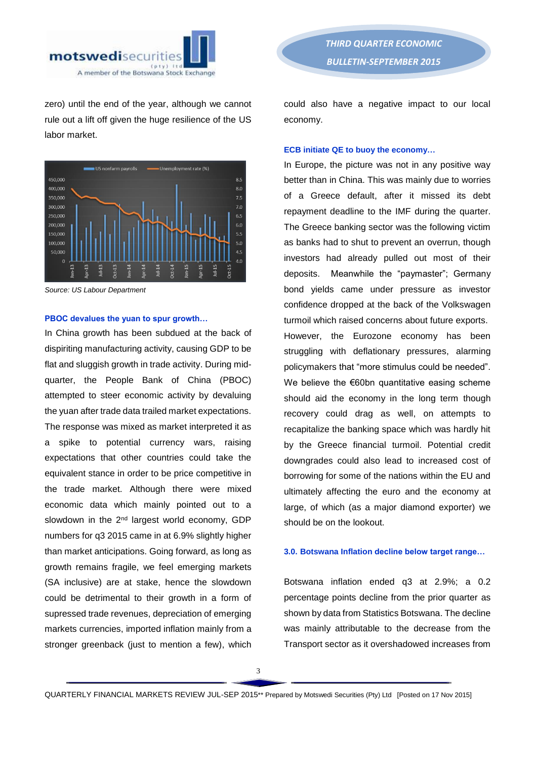zero) until the end of the year, although we cannot rule out a lift off given the huge resilience of the US labor market.

*Source: US Labour Department*

**PBOC devalues the yuan to spur growth…**

In China growth has been subdued at the back of dispiriting manufacturing activity, causing GDP to be flat and sluggish growth in trade activity. During mid-quarter, the People Bank of China (PBOC) attempted to steer economic activity by devaluing the yuan after trade data trailed market expectations. The response was mixed as market interpreted it as a spike to potential currency wars, raising expectations that other countries could take the equivalent stance in order to be price competitive in the trade market. Although there were mixed economic data which mainly pointed out to a slowdown in the 2nd largest world economy, GDP numbers for q3 2015 came in at 6.9% slightly higher than market anticipations. Going forward, as long as growth remains fragile, we feel emerging markets (SA inclusive) are at stake, hence the slowdown could be detrimental to their growth in a form of supressed trade revenues, depreciation of emerging markets currencies, imported inflation mainly from a stronger greenback (just to mention a few), which could also have a negative impact to our local economy.

**ECB initiate QE to buoy the economy…**

In Europe, the picture was not in any positive way better than in China. This was mainly due to worries of a Greece default, after it missed its debt repayment deadline to the IMF during the quarter. The Greece banking sector was the following victim as banks had to shut to prevent an overrun, though investors had already pulled out most of their deposits. Meanwhile the "paymaster"; Germany bond yields came under pressure as investor confidence dropped at the back of the Volkswagen turmoil which raised concerns about future exports. However, the Eurozone economy has been struggling with deflationary pressures, alarming policymakers that "more stimulus could be needed". We believe the €60bn quantitative easing scheme should aid the economy in the long term though recovery could drag as well, on attempts to recapitalize the banking space which was hardly hit by the Greece financial turmoil. Potential credit downgrades could also lead to increased cost of borrowing for some of the nations within the EU and ultimately affecting the euro and the economy at large, of which (as a major diamond exporter) we should be on the lookout.

## 3.0. Botswana Inflation decline below target range…

Botswana inflation ended q3 at 2.9%; a 0.2 percentage points decline from the prior quarter as shown by data from Statistics Botswana. The decline was mainly attributable to the decrease from the Transport sector as it overshadowed increases from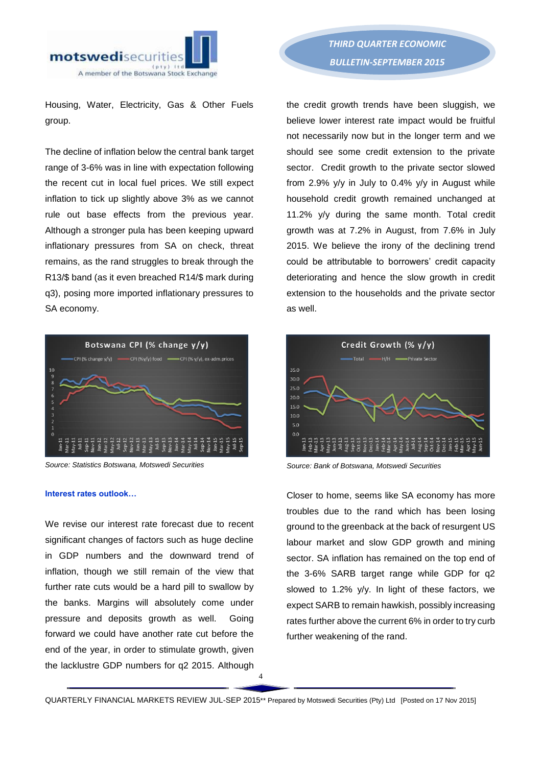Housing, Water, Electricity, Gas & Other Fuels group.

The decline of inflation below the central bank target range of 3-6% was in line with expectation following the recent cut in local fuel prices. We still expect inflation to tick up slightly above 3% as we cannot rule out base effects from the previous year. Although a stronger pula has been keeping upward inflationary pressures from SA on check, threat remains, as the rand struggles to break through the R13/$ band (as it even breached R14/$ mark during q3), posing more imported inflationary pressures to SA economy.

Source: Statistics Botswana, Motswedi Securities

#### Interest rates outlook…

We revise our interest rate forecast due to recent significant changes of factors such as huge decline in GDP numbers and the downward trend of inflation, though we still remain of the view that further rate cuts would be a hard pill to swallow by the banks. Margins will absolutely come under pressure and deposits growth as well. Going forward we could have another rate cut before the end of the year, in order to stimulate growth, given the lacklustre GDP numbers for q2 2015. Although the credit growth trends have been sluggish, we believe lower interest rate impact would be fruitful not necessarily now but in the longer term and we should see some credit extension to the private sector. Credit growth to the private sector slowed from 2.9% y/y in July to 0.4% y/y in August while household credit growth remained unchanged at 11.2% y/y during the same month. Total credit growth was at 7.2% in August, from 7.6% in July 2015. We believe the irony of the declining trend could be attributable to borrowers' credit capacity deteriorating and hence the slow growth in credit extension to the households and the private sector as well.

Source: Bank of Botswana, Motswedi Securities

Closer to home, seems like SA economy has more troubles due to the rand which has been losing ground to the greenback at the back of resurgent US labour market and slow GDP growth and mining sector. SA inflation has remained on the top end of the 3-6% SARB target range while GDP for q2 slowed to 1.2% y/y. In light of these factors, we expect SARB to remain hawkish, possibly increasing rates further above the current 6% in order to try curb further weakening of the rand.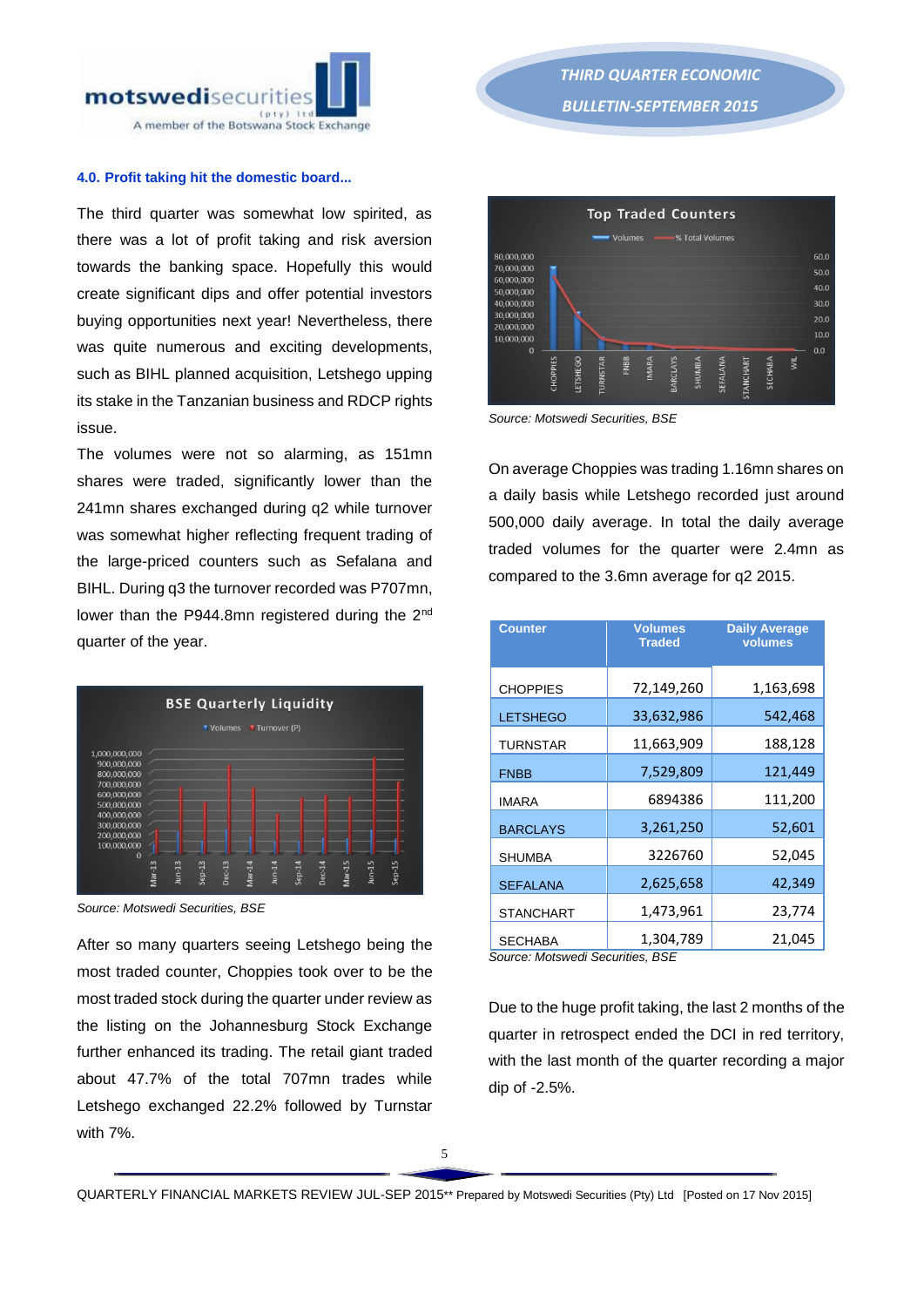### 4.0. Profit taking hit the domestic board...

The third quarter was somewhat low spirited, as there was a lot of profit taking and risk aversion towards the banking space. Hopefully this would create significant dips and offer potential investors buying opportunities next year! Nevertheless, there was quite numerous and exciting developments, such as BIHL planned acquisition, Letshego upping its stake in the Tanzanian business and RDCP rights issue.

The volumes were not so alarming, as 151mn shares were traded, significantly lower than the 241mn shares exchanged during q2 while turnover was somewhat higher reflecting frequent trading of the large-priced counters such as Sefalana and BIHL. During q3 the turnover recorded was P707mn, lower than the P944.8mn registered during the 2nd quarter of the year.

*Source: Motswedi Securities, BSE*

After so many quarters seeing Letshego being the most traded counter, Choppies took over to be the most traded stock during the quarter under review as the listing on the Johannesburg Stock Exchange further enhanced its trading. The retail giant traded about 47.7% of the total 707mn trades while Letshego exchanged 22.2% followed by Turnstar with 7%.

*Source: Motswedi Securities, BSE*

On average Choppies was trading 1.16mn shares on a daily basis while Letshego recorded just around 500,000 daily average. In total the daily average traded volumes for the quarter were 2.4mn as compared to the 3.6mn average for q2 2015.

| Counter | Volumes Traded | Daily Average volumes |
|---|---|---|
| CHOPPIES | 72,149,260 | 1,163,698 |
| LETSHEGO | 33,632,986 | 542,468 |
| TURNSTAR | 11,663,909 | 188,128 |
| FNBB | 7,529,809 | 121,449 |
| IMARA | 6894386 | 111,200 |
| BARCLAYS | 3,261,250 | 52,601 |
| SHUMBA | 3226760 | 52,045 |
| SEFALANA | 2,625,658 | 42,349 |
| STANCHART | 1,473,961 | 23,774 |
| SECHABA | 1,304,789 | 21,045 |

*Source: Motswedi Securities, BSE*

Due to the huge profit taking, the last 2 months of the quarter in retrospect ended the DCI in red territory, with the last month of the quarter recording a major dip of -2.5%.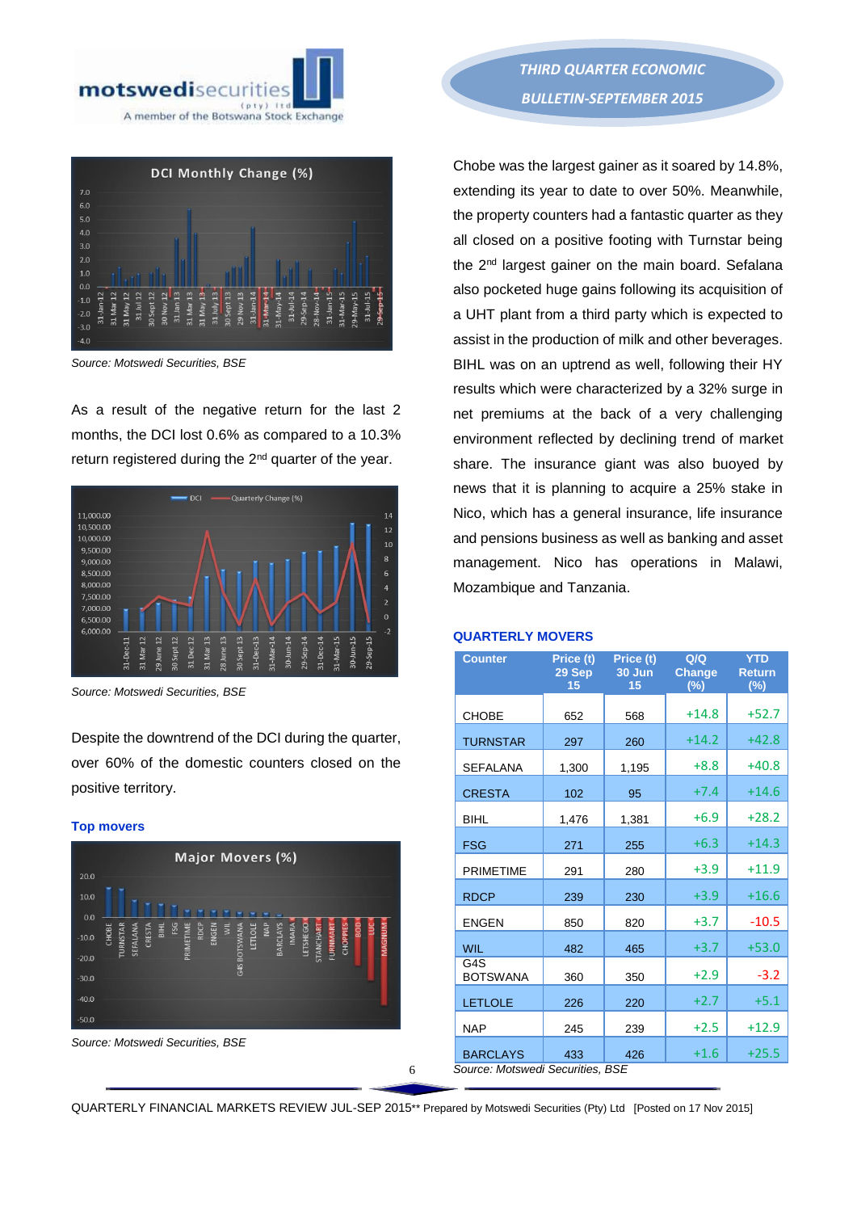Source: Motswedi Securities, BSE

As a result of the negative return for the last 2 months, the DCI lost 0.6% as compared to a 10.3% return registered during the 2nd quarter of the year.

Source: Motswedi Securities, BSE

Despite the downtrend of the DCI during the quarter, over 60% of the domestic counters closed on the positive territory.

**Top movers**

Source: Motswedi Securities, BSE

Chobe was the largest gainer as it soared by 14.8%, extending its year to date to over 50%. Meanwhile, the property counters had a fantastic quarter as they all closed on a positive footing with Turnstar being the 2nd largest gainer on the main board. Sefalana also pocketed huge gains following its acquisition of a UHT plant from a third party which is expected to assist in the production of milk and other beverages. BIHL was on an uptrend as well, following their HY results which were characterized by a 32% surge in net premiums at the back of a very challenging environment reflected by declining trend of market share. The insurance giant was also buoyed by news that it is planning to acquire a 25% stake in Nico, which has a general insurance, life insurance and pensions business as well as banking and asset management. Nico has operations in Malawi, Mozambique and Tanzania.

**QUARTERLY MOVERS**

| Counter | Price (t) 29 Sep 15 | Price (t) 30 Jun 15 | Q/Q Change (%) | YTD Return (%) |
|---|---|---|---|---|
| CHOBE | 652 | 568 | +14.8 | +52.7 |
| TURNSTAR | 297 | 260 | +14.2 | +42.8 |
| SEFALANA | 1,300 | 1,195 | +8.8 | +40.8 |
| CRESTA | 102 | 95 | +7.4 | +14.6 |
| BIHL | 1,476 | 1,381 | +6.9 | +28.2 |
| FSG | 271 | 255 | +6.3 | +14.3 |
| PRIMETIME | 291 | 280 | +3.9 | +11.9 |
| RDCP | 239 | 230 | +3.9 | +16.6 |
| ENGEN | 850 | 820 | +3.7 | -10.5 |
| WIL | 482 | 465 | +3.7 | +53.0 |
| G4S BOTSWANA | 360 | 350 | +2.9 | -3.2 |
| LETLOLE | 226 | 220 | +2.7 | +5.1 |
| NAP | 245 | 239 | +2.5 | +12.9 |
| BARCLAYS | 433 | 426 | +1.6 | +25.5 |

Source: Motswedi Securities, BSE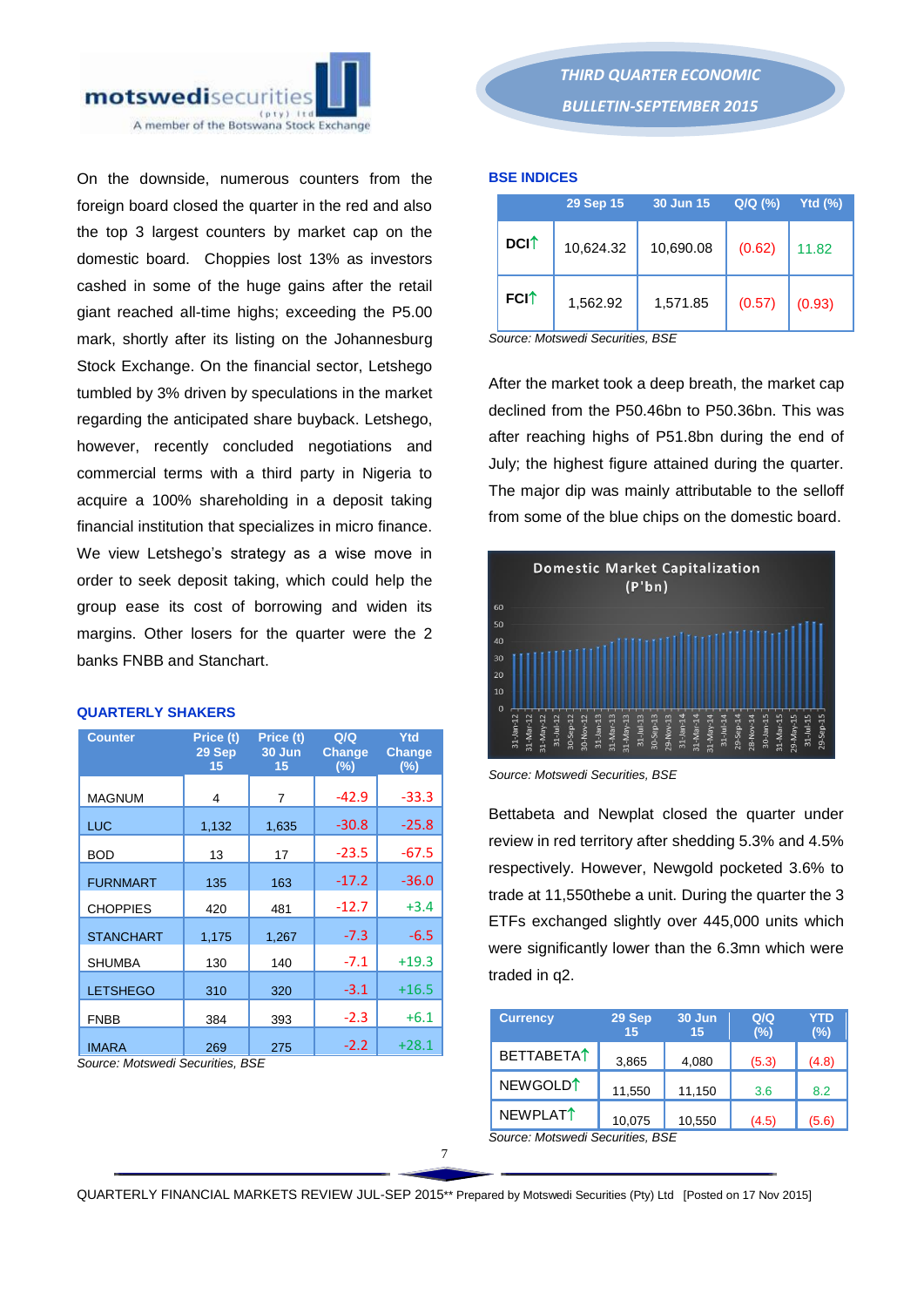On the downside, numerous counters from the foreign board closed the quarter in the red and also the top 3 largest counters by market cap on the domestic board. Choppies lost 13% as investors cashed in some of the huge gains after the retail giant reached all-time highs; exceeding the P5.00 mark, shortly after its listing on the Johannesburg Stock Exchange. On the financial sector, Letshego tumbled by 3% driven by speculations in the market regarding the anticipated share buyback. Letshego, however, recently concluded negotiations and commercial terms with a third party in Nigeria to acquire a 100% shareholding in a deposit taking financial institution that specializes in micro finance. We view Letshego's strategy as a wise move in order to seek deposit taking, which could help the group ease its cost of borrowing and widen its margins. Other losers for the quarter were the 2 banks FNBB and Stanchart.

### QUARTERLY SHAKERS

| Counter | Price (t) 29 Sep 15 | Price (t) 30 Jun 15 | Q/Q Change (%) | Ytd Change (%) |
|---|---|---|---|---|
| MAGNUM | 4 | 7 | -42.9 | -33.3 |
| LUC | 1,132 | 1,635 | -30.8 | -25.8 |
| BOD | 13 | 17 | -23.5 | -67.5 |
| FURNMART | 135 | 163 | -17.2 | -36.0 |
| CHOPPIES | 420 | 481 | -12.7 | +3.4 |
| STANCHART | 1,175 | 1,267 | -7.3 | -6.5 |
| SHUMBA | 130 | 140 | -7.1 | +19.3 |
| LETSHEGO | 310 | 320 | -3.1 | +16.5 |
| FNBB | 384 | 393 | -2.3 | +6.1 |
| IMARA | 269 | 275 | -2.2 | +28.1 |

*Source: Motswedi Securities, BSE*

### BSE INDICES

| | 29 Sep 15 | 30 Jun 15 | Q/Q (%) | Ytd (%) |
|---|---|---|---|---|
| DCI↑ | 10,624.32 | 10,690.08 | (0.62) | 11.82 |
| FCI↑ | 1,562.92 | 1,571.85 | (0.57) | (0.93) |

*Source: Motswedi Securities, BSE*

After the market took a deep breath, the market cap declined from the P50.46bn to P50.36bn. This was after reaching highs of P51.8bn during the end of July; the highest figure attained during the quarter. The major dip was mainly attributable to the selloff from some of the blue chips on the domestic board.

*Source: Motswedi Securities, BSE*

Bettabeta and Newplat closed the quarter under review in red territory after shedding 5.3% and 4.5% respectively. However, Newgold pocketed 3.6% to trade at 11,550thebe a unit. During the quarter the 3 ETFs exchanged slightly over 445,000 units which were significantly lower than the 6.3mn which were traded in q2.

| Currency | 29 Sep 15 | 30 Jun 15 | Q/Q (%) | YTD (%) |
|---|---|---|---|---|
| BETTABETA↑ | 3,865 | 4,080 | (5.3) | (4.8) |
| NEWGOLD↑ | 11,550 | 11,150 | 3.6 | 8.2 |
| NEWPLAT↑ | 10,075 | 10,550 | (4.5) | (5.6) |

*Source: Motswedi Securities, BSE*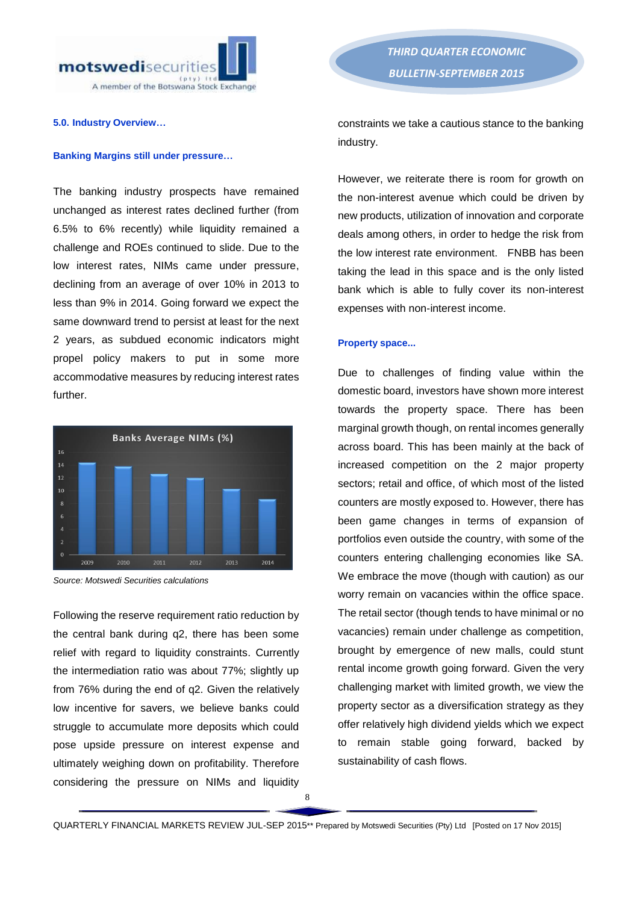### 5.0. Industry Overview…

#### Banking Margins still under pressure…

The banking industry prospects have remained unchanged as interest rates declined further (from 6.5% to 6% recently) while liquidity remained a challenge and ROEs continued to slide. Due to the low interest rates, NIMs came under pressure, declining from an average of over 10% in 2013 to less than 9% in 2014. Going forward we expect the same downward trend to persist at least for the next 2 years, as subdued economic indicators might propel policy makers to put in some more accommodative measures by reducing interest rates further.

Banks Average NIMs (%)

*Source: Motswedi Securities calculations*

Following the reserve requirement ratio reduction by the central bank during q2, there has been some relief with regard to liquidity constraints. Currently the intermediation ratio was about 77%; slightly up from 76% during the end of q2. Given the relatively low incentive for savers, we believe banks could struggle to accumulate more deposits which could pose upside pressure on interest expense and ultimately weighing down on profitability. Therefore considering the pressure on NIMs and liquidity constraints we take a cautious stance to the banking industry.

However, we reiterate there is room for growth on the non-interest avenue which could be driven by new products, utilization of innovation and corporate deals among others, in order to hedge the risk from the low interest rate environment. FNBB has been taking the lead in this space and is the only listed bank which is able to fully cover its non-interest expenses with non-interest income.

#### Property space...

Due to challenges of finding value within the domestic board, investors have shown more interest towards the property space. There has been marginal growth though, on rental incomes generally across board. This has been mainly at the back of increased competition on the 2 major property sectors; retail and office, of which most of the listed counters are mostly exposed to. However, there has been game changes in terms of expansion of portfolios even outside the country, with some of the counters entering challenging economies like SA. We embrace the move (though with caution) as our worry remain on vacancies within the office space. The retail sector (though tends to have minimal or no vacancies) remain under challenge as competition, brought by emergence of new malls, could stunt rental income growth going forward. Given the very challenging market with limited growth, we view the property sector as a diversification strategy as they offer relatively high dividend yields which we expect to remain stable going forward, backed by sustainability of cash flows.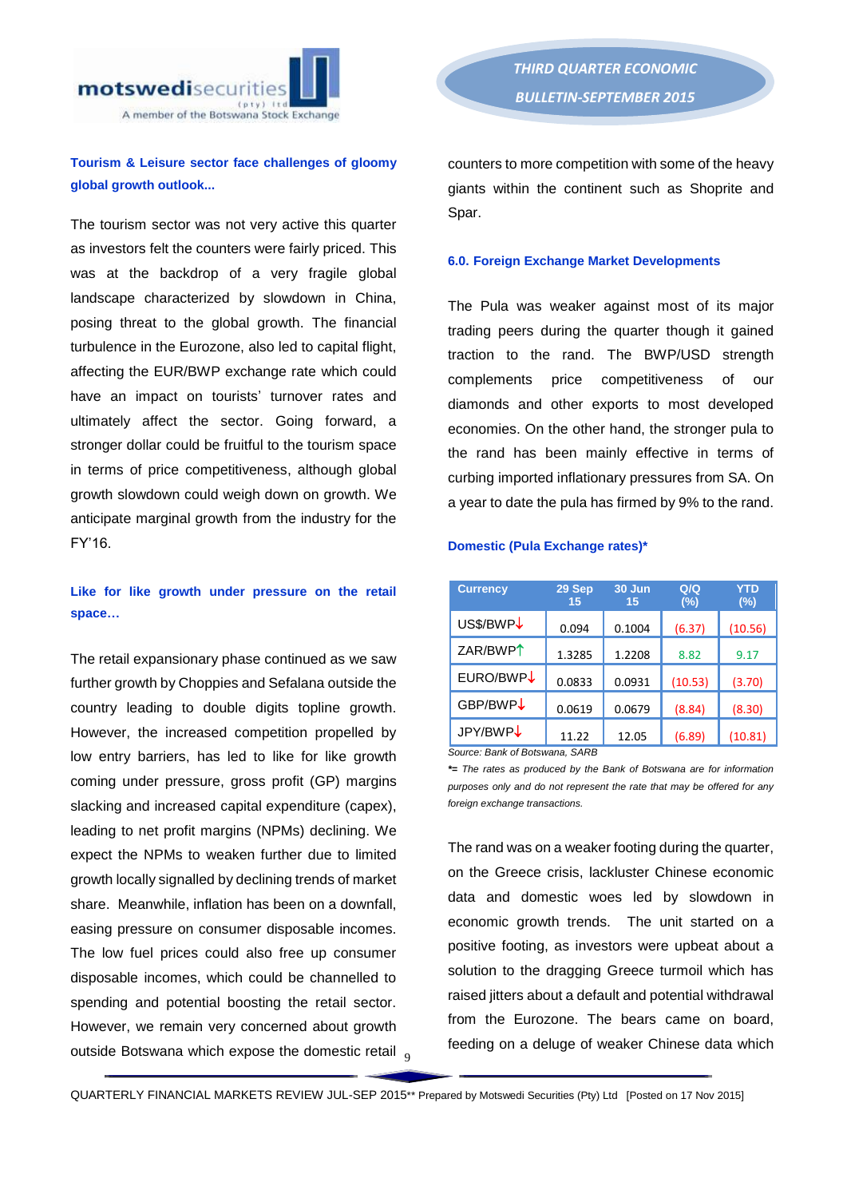**Tourism & Leisure sector face challenges of gloomy global growth outlook...**

The tourism sector was not very active this quarter as investors felt the counters were fairly priced. This was at the backdrop of a very fragile global landscape characterized by slowdown in China, posing threat to the global growth. The financial turbulence in the Eurozone, also led to capital flight, affecting the EUR/BWP exchange rate which could have an impact on tourists' turnover rates and ultimately affect the sector. Going forward, a stronger dollar could be fruitful to the tourism space in terms of price competitiveness, although global growth slowdown could weigh down on growth. We anticipate marginal growth from the industry for the FY'16.

**Like for like growth under pressure on the retail space…**

The retail expansionary phase continued as we saw further growth by Choppies and Sefalana outside the country leading to double digits topline growth. However, the increased competition propelled by low entry barriers, has led to like for like growth coming under pressure, gross profit (GP) margins slacking and increased capital expenditure (capex), leading to net profit margins (NPMs) declining. We expect the NPMs to weaken further due to limited growth locally signalled by declining trends of market share. Meanwhile, inflation has been on a downfall, easing pressure on consumer disposable incomes. The low fuel prices could also free up consumer disposable incomes, which could be channelled to spending and potential boosting the retail sector. However, we remain very concerned about growth outside Botswana which expose the domestic retail counters to more competition with some of the heavy giants within the continent such as Shoprite and Spar.

## 6.0. Foreign Exchange Market Developments

The Pula was weaker against most of its major trading peers during the quarter though it gained traction to the rand. The BWP/USD strength complements price competitiveness of our diamonds and other exports to most developed economies. On the other hand, the stronger pula to the rand has been mainly effective in terms of curbing imported inflationary pressures from SA. On a year to date the pula has firmed by 9% to the rand.

**Domestic (Pula Exchange rates)***

| Currency | 29 Sep 15 | 30 Jun 15 | Q/Q (%) | YTD (%) |
|---|---|---|---|---|
| US$/BWP↓ | 0.094 | 0.1004 | (6.37) | (10.56) |
| ZAR/BWP↑ | 1.3285 | 1.2208 | 8.82 | 9.17 |
| EURO/BWP↓ | 0.0833 | 0.0931 | (10.53) | (3.70) |
| GBP/BWP↓ | 0.0619 | 0.0679 | (8.84) | (8.30) |
| JPY/BWP↓ | 11.22 | 12.05 | (6.89) | (10.81) |

*Source: Bank of Botswana, SARB*

*\*= The rates as produced by the Bank of Botswana are for information purposes only and do not represent the rate that may be offered for any foreign exchange transactions.*

The rand was on a weaker footing during the quarter, on the Greece crisis, lackluster Chinese economic data and domestic woes led by slowdown in economic growth trends. The unit started on a positive footing, as investors were upbeat about a solution to the dragging Greece turmoil which has raised jitters about a default and potential withdrawal from the Eurozone. The bears came on board, feeding on a deluge of weaker Chinese data which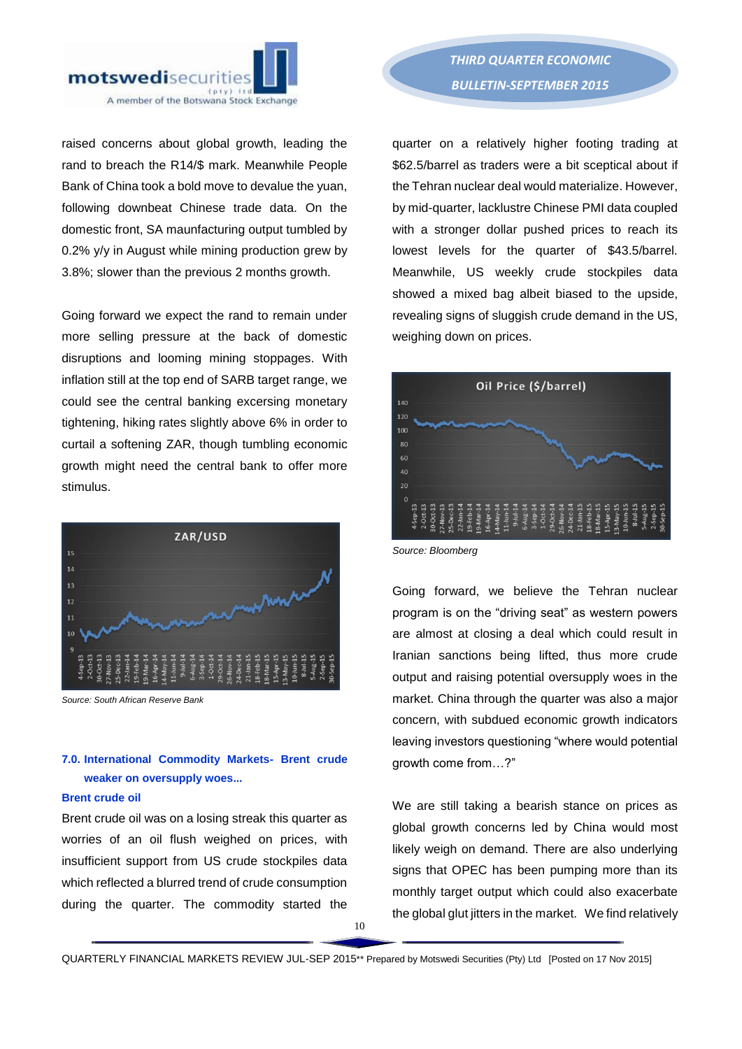raised concerns about global growth, leading the rand to breach the R14/$ mark. Meanwhile People Bank of China took a bold move to devalue the yuan, following downbeat Chinese trade data. On the domestic front, SA maunfacturing output tumbled by 0.2% y/y in August while mining production grew by 3.8%; slower than the previous 2 months growth.

Going forward we expect the rand to remain under more selling pressure at the back of domestic disruptions and looming mining stoppages. With inflation still at the top end of SARB target range, we could see the central banking excersing monetary tightening, hiking rates slightly above 6% in order to curtail a softening ZAR, though tumbling economic growth might need the central bank to offer more stimulus.

*Source: South African Reserve Bank*

### 7.0. International Commodity Markets- Brent crude weaker on oversupply woes...

**Brent crude oil**

Brent crude oil was on a losing streak this quarter as worries of an oil flush weighed on prices, with insufficient support from US crude stockpiles data which reflected a blurred trend of crude consumption during the quarter. The commodity started the quarter on a relatively higher footing trading at $62.5/barrel as traders were a bit sceptical about if the Tehran nuclear deal would materialize. However, by mid-quarter, lacklustre Chinese PMI data coupled with a stronger dollar pushed prices to reach its lowest levels for the quarter of $43.5/barrel. Meanwhile, US weekly crude stockpiles data showed a mixed bag albeit biased to the upside, revealing signs of sluggish crude demand in the US, weighing down on prices.

*Source: Bloomberg*

Going forward, we believe the Tehran nuclear program is on the "driving seat" as western powers are almost at closing a deal which could result in Iranian sanctions being lifted, thus more crude output and raising potential oversupply woes in the market. China through the quarter was also a major concern, with subdued economic growth indicators leaving investors questioning "where would potential growth come from…?"

We are still taking a bearish stance on prices as global growth concerns led by China would most likely weigh on demand. There are also underlying signs that OPEC has been pumping more than its monthly target output which could also exacerbate the global glut jitters in the market. We find relatively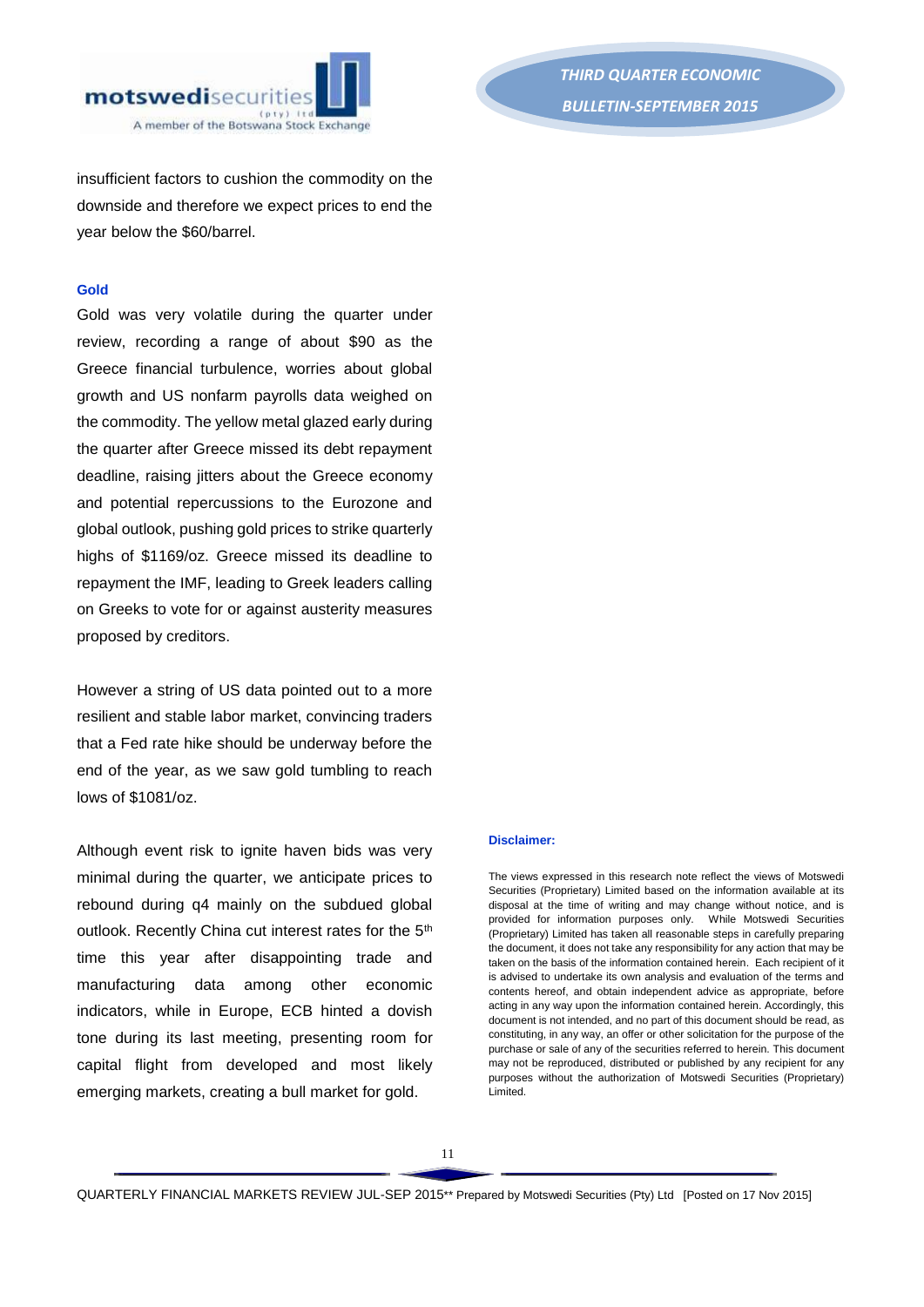insufficient factors to cushion the commodity on the downside and therefore we expect prices to end the year below the $60/barrel.

### Gold

Gold was very volatile during the quarter under review, recording a range of about $90 as the Greece financial turbulence, worries about global growth and US nonfarm payrolls data weighed on the commodity. The yellow metal glazed early during the quarter after Greece missed its debt repayment deadline, raising jitters about the Greece economy and potential repercussions to the Eurozone and global outlook, pushing gold prices to strike quarterly highs of $1169/oz. Greece missed its deadline to repayment the IMF, leading to Greek leaders calling on Greeks to vote for or against austerity measures proposed by creditors.

However a string of US data pointed out to a more resilient and stable labor market, convincing traders that a Fed rate hike should be underway before the end of the year, as we saw gold tumbling to reach lows of $1081/oz.

Although event risk to ignite haven bids was very minimal during the quarter, we anticipate prices to rebound during q4 mainly on the subdued global outlook. Recently China cut interest rates for the 5th time this year after disappointing trade and manufacturing data among other economic indicators, while in Europe, ECB hinted a dovish tone during its last meeting, presenting room for capital flight from developed and most likely emerging markets, creating a bull market for gold.

**Disclaimer:**

The views expressed in this research note reflect the views of Motswedi Securities (Proprietary) Limited based on the information available at its disposal at the time of writing and may change without notice, and is provided for information purposes only. While Motswedi Securities (Proprietary) Limited has taken all reasonable steps in carefully preparing the document, it does not take any responsibility for any action that may be taken on the basis of the information contained herein. Each recipient of it is advised to undertake its own analysis and evaluation of the terms and contents hereof, and obtain independent advice as appropriate, before acting in any way upon the information contained herein. Accordingly, this document is not intended, and no part of this document should be read, as constituting, in any way, an offer or other solicitation for the purpose of the purchase or sale of any of the securities referred to herein. This document may not be reproduced, distributed or published by any recipient for any purposes without the authorization of Motswedi Securities (Proprietary) Limited.